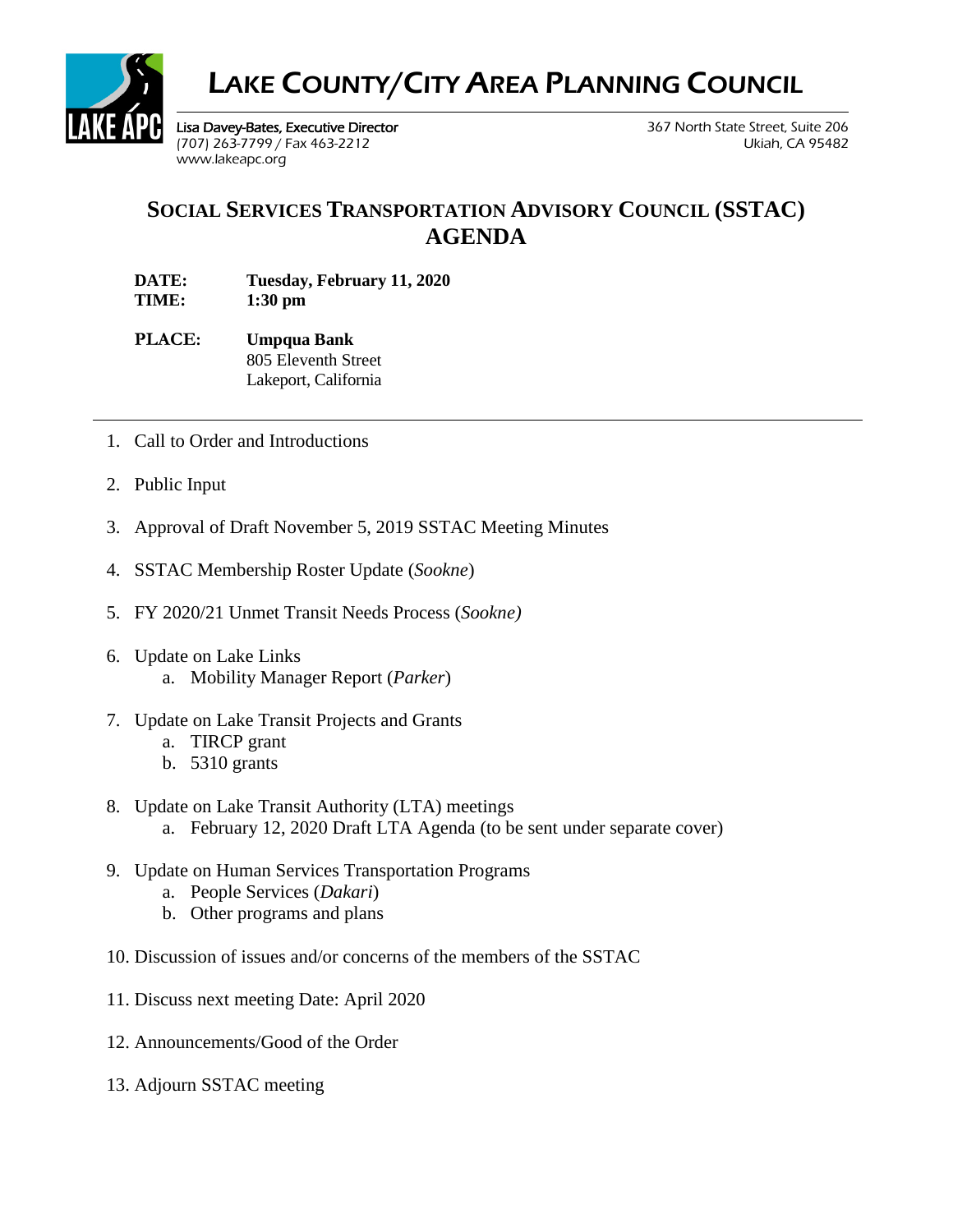# LAKE COUNTY/CITY AREA PLANNING COUNCIL

Lisa Davey-Bates, Executive Director
(707) 263-7799 / Fax 463-2212
www.lakeapc.org

367 North State Street, Suite 206
Ukiah, CA 95482

## SOCIAL SERVICES TRANSPORTATION ADVISORY COUNCIL (SSTAC) AGENDA

**DATE:** **Tuesday, February 11, 2020**
**TIME:** **1:30 pm**

**PLACE:** **Umpqua Bank**
805 Eleventh Street
Lakeport, California

---

1. Call to Order and Introductions
2. Public Input
3. Approval of Draft November 5, 2019 SSTAC Meeting Minutes
4. SSTAC Membership Roster Update (*Sookne*)
5. FY 2020/21 Unmet Transit Needs Process (*Sookne)*
6. Update on Lake Links
   a. Mobility Manager Report (*Parker*)
7. Update on Lake Transit Projects and Grants
   a. TIRCP grant
   b. 5310 grants
8. Update on Lake Transit Authority (LTA) meetings
   a. February 12, 2020 Draft LTA Agenda (to be sent under separate cover)
9. Update on Human Services Transportation Programs
   a. People Services (*Dakari*)
   b. Other programs and plans
10. Discussion of issues and/or concerns of the members of the SSTAC
11. Discuss next meeting Date: April 2020
12. Announcements/Good of the Order
13. Adjourn SSTAC meeting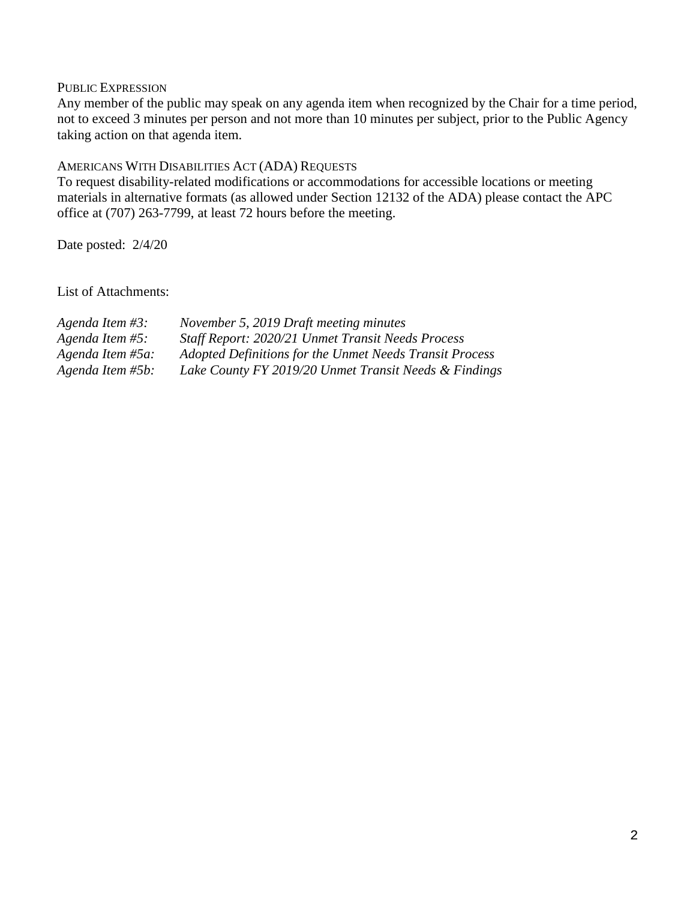PUBLIC EXPRESSION

Any member of the public may speak on any agenda item when recognized by the Chair for a time period, not to exceed 3 minutes per person and not more than 10 minutes per subject, prior to the Public Agency taking action on that agenda item.

AMERICANS WITH DISABILITIES ACT (ADA) REQUESTS

To request disability-related modifications or accommodations for accessible locations or meeting materials in alternative formats (as allowed under Section 12132 of the ADA) please contact the APC office at (707) 263-7799, at least 72 hours before the meeting.

Date posted: 2/4/20

List of Attachments:

| | |
|---|---|
| *Agenda Item #3:* | *November 5, 2019 Draft meeting minutes* |
| *Agenda Item #5:* | *Staff Report: 2020/21 Unmet Transit Needs Process* |
| *Agenda Item #5a:* | *Adopted Definitions for the Unmet Needs Transit Process* |
| *Agenda Item #5b:* | *Lake County FY 2019/20 Unmet Transit Needs & Findings* |